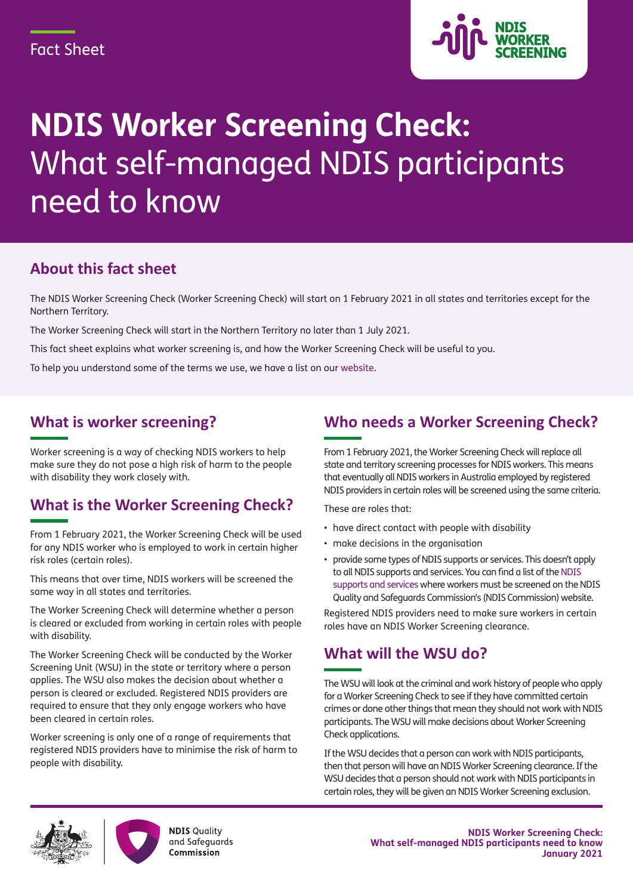Fact Sheet

# NDIS Worker Screening Check: What self-managed NDIS participants need to know

## About this fact sheet

The NDIS Worker Screening Check (Worker Screening Check) will start on 1 February 2021 in all states and territories except for the Northern Territory.

The Worker Screening Check will start in the Northern Territory no later than 1 July 2021.

This fact sheet explains what worker screening is, and how the Worker Screening Check will be useful to you.

To help you understand some of the terms we use, we have a list on our website.

## What is worker screening?

Worker screening is a way of checking NDIS workers to help make sure they do not pose a high risk of harm to the people with disability they work closely with.

## What is the Worker Screening Check?

From 1 February 2021, the Worker Screening Check will be used for any NDIS worker who is employed to work in certain higher risk roles (certain roles).

This means that over time, NDIS workers will be screened the same way in all states and territories.

The Worker Screening Check will determine whether a person is cleared or excluded from working in certain roles with people with disability.

The Worker Screening Check will be conducted by the Worker Screening Unit (WSU) in the state or territory where a person applies. The WSU also makes the decision about whether a person is cleared or excluded. Registered NDIS providers are required to ensure that they only engage workers who have been cleared in certain roles.

Worker screening is only one of a range of requirements that registered NDIS providers have to minimise the risk of harm to people with disability.

## Who needs a Worker Screening Check?

From 1 February 2021, the Worker Screening Check will replace all state and territory screening processes for NDIS workers. This means that eventually all NDIS workers in Australia employed by registered NDIS providers in certain roles will be screened using the same criteria.

These are roles that:

- have direct contact with people with disability
- make decisions in the organisation
- provide some types of NDIS supports or services. This doesn't apply to all NDIS supports and services. You can find a list of the NDIS supports and services where workers must be screened on the NDIS Quality and Safeguards Commission's (NDIS Commission) website.

Registered NDIS providers need to make sure workers in certain roles have an NDIS Worker Screening clearance.

## What will the WSU do?

The WSU will look at the criminal and work history of people who apply for a Worker Screening Check to see if they have committed certain crimes or done other things that mean they should not work with NDIS participants. The WSU will make decisions about Worker Screening Check applications.

If the WSU decides that a person can work with NDIS participants, then that person will have an NDIS Worker Screening clearance. If the WSU decides that a person should not work with NDIS participants in certain roles, they will be given an NDIS Worker Screening exclusion.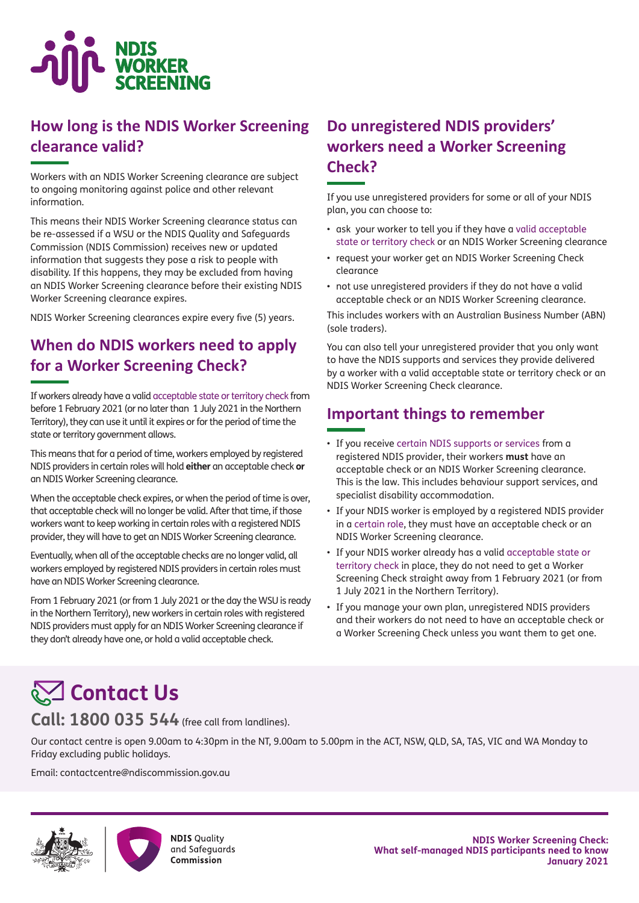# NDIS WORKER SCREENING

## How long is the NDIS Worker Screening clearance valid?

Workers with an NDIS Worker Screening clearance are subject to ongoing monitoring against police and other relevant information.

This means their NDIS Worker Screening clearance status can be re-assessed if a WSU or the NDIS Quality and Safeguards Commission (NDIS Commission) receives new or updated information that suggests they pose a risk to people with disability. If this happens, they may be excluded from having an NDIS Worker Screening clearance before their existing NDIS Worker Screening clearance expires.

NDIS Worker Screening clearances expire every five (5) years.

## When do NDIS workers need to apply for a Worker Screening Check?

If workers already have a valid acceptable state or territory check from before 1 February 2021 (or no later than 1 July 2021 in the Northern Territory), they can use it until it expires or for the period of time the state or territory government allows.

This means that for a period of time, workers employed by registered NDIS providers in certain roles will hold **either** an acceptable check **or** an NDIS Worker Screening clearance.

When the acceptable check expires, or when the period of time is over, that acceptable check will no longer be valid. After that time, if those workers want to keep working in certain roles with a registered NDIS provider, they will have to get an NDIS Worker Screening clearance.

Eventually, when all of the acceptable checks are no longer valid, all workers employed by registered NDIS providers in certain roles must have an NDIS Worker Screening clearance.

From 1 February 2021 (or from 1 July 2021 or the day the WSU is ready in the Northern Territory), new workers in certain roles with registered NDIS providers must apply for an NDIS Worker Screening clearance if they don't already have one, or hold a valid acceptable check.

## Do unregistered NDIS providers' workers need a Worker Screening Check?

If you use unregistered providers for some or all of your NDIS plan, you can choose to:

- ask your worker to tell you if they have a valid acceptable state or territory check or an NDIS Worker Screening clearance
- request your worker get an NDIS Worker Screening Check clearance
- not use unregistered providers if they do not have a valid acceptable check or an NDIS Worker Screening clearance.

This includes workers with an Australian Business Number (ABN) (sole traders).

You can also tell your unregistered provider that you only want to have the NDIS supports and services they provide delivered by a worker with a valid acceptable state or territory check or an NDIS Worker Screening Check clearance.

## Important things to remember

- If you receive certain NDIS supports or services from a registered NDIS provider, their workers **must** have an acceptable check or an NDIS Worker Screening clearance. This is the law. This includes behaviour support services, and specialist disability accommodation.
- If your NDIS worker is employed by a registered NDIS provider in a certain role, they must have an acceptable check or an NDIS Worker Screening clearance.
- If your NDIS worker already has a valid acceptable state or territory check in place, they do not need to get a Worker Screening Check straight away from 1 February 2021 (or from 1 July 2021 in the Northern Territory).
- If you manage your own plan, unregistered NDIS providers and their workers do not need to have an acceptable check or a Worker Screening Check unless you want them to get one.

## Contact Us

**Call: 1800 035 544** (free call from landlines).

Our contact centre is open 9.00am to 4:30pm in the NT, 9.00am to 5.00pm in the ACT, NSW, QLD, SA, TAS, VIC and WA Monday to Friday excluding public holidays.

Email: contactcentre@ndiscommission.gov.au

**NDIS** Quality and Safeguards **Commission**

**NDIS Worker Screening Check: What self-managed NDIS participants need to know January 2021**